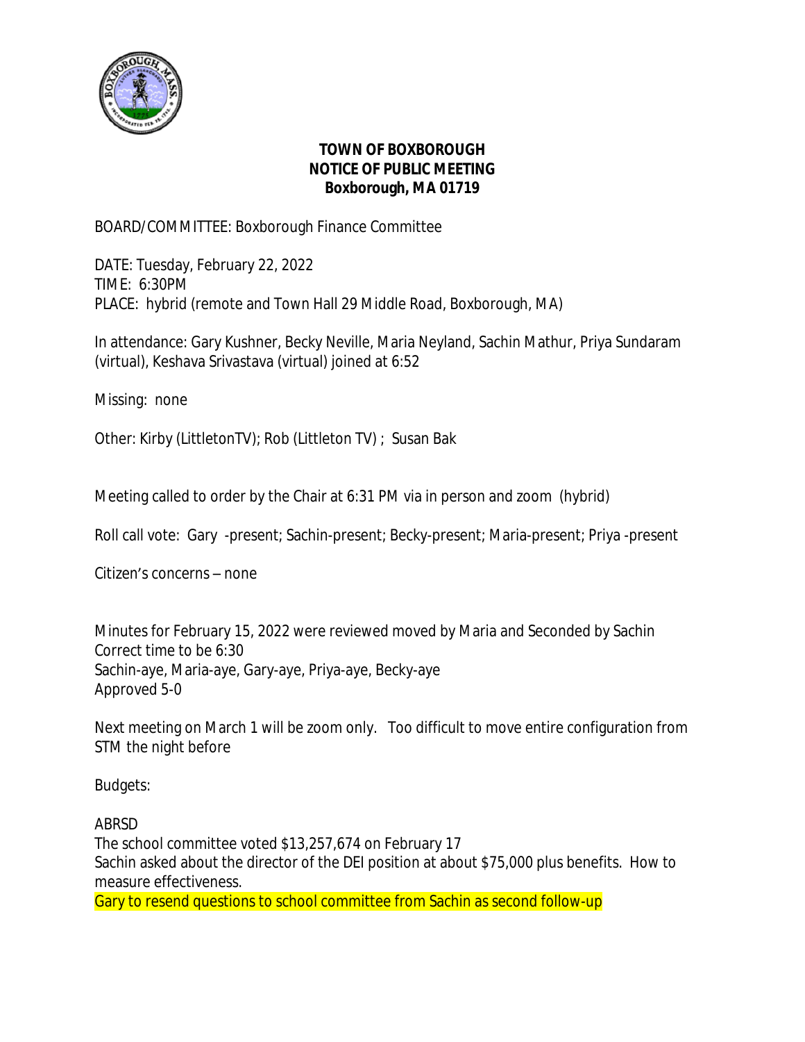**TOWN OF BOXBOROUGH**
**NOTICE OF PUBLIC MEETING**
**Boxborough, MA 01719**

BOARD/COMMITTEE: Boxborough Finance Committee

DATE: Tuesday, February 22, 2022
TIME: 6:30PM
PLACE: hybrid (remote and Town Hall 29 Middle Road, Boxborough, MA)

In attendance: Gary Kushner, Becky Neville, Maria Neyland, Sachin Mathur, Priya Sundaram (virtual), Keshava Srivastava (virtual) joined at 6:52

Missing: none

Other: Kirby (LittletonTV); Rob (Littleton TV) ; Susan Bak

Meeting called to order by the Chair at 6:31 PM via in person and zoom (hybrid)

Roll call vote: Gary -present; Sachin-present; Becky-present; Maria-present; Priya -present

Citizen's concerns – none

Minutes for February 15, 2022 were reviewed moved by Maria and Seconded by Sachin
Correct time to be 6:30
Sachin-aye, Maria-aye, Gary-aye, Priya-aye, Becky-aye
Approved 5-0

Next meeting on March 1 will be zoom only. Too difficult to move entire configuration from STM the night before

Budgets:

ABRSD
The school committee voted $13,257,674 on February 17
Sachin asked about the director of the DEI position at about $75,000 plus benefits. How to measure effectiveness.
Gary to resend questions to school committee from Sachin as second follow-up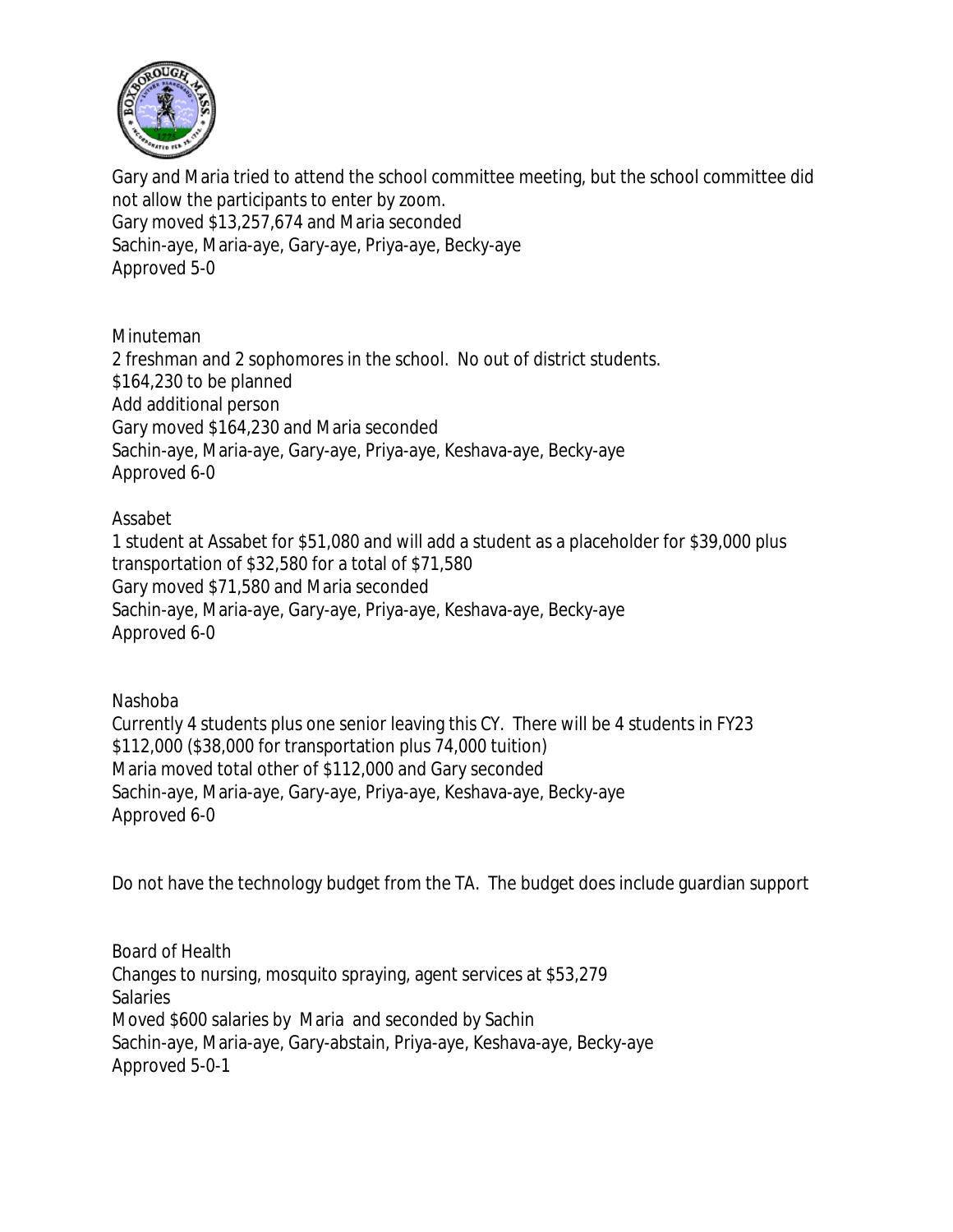Gary and Maria tried to attend the school committee meeting, but the school committee did not allow the participants to enter by zoom.
Gary moved $13,257,674 and Maria seconded
Sachin-aye, Maria-aye, Gary-aye, Priya-aye, Becky-aye
Approved 5-0

Minuteman
2 freshman and 2 sophomores in the school. No out of district students.
$164,230 to be planned
Add additional person
Gary moved $164,230 and Maria seconded
Sachin-aye, Maria-aye, Gary-aye, Priya-aye, Keshava-aye, Becky-aye
Approved 6-0

Assabet
1 student at Assabet for $51,080 and will add a student as a placeholder for $39,000 plus transportation of $32,580 for a total of 71,580
Gary moved $71,580 and Maria seconded
Sachin-aye, Maria-aye, Gary-aye, Priya-aye, Keshava-aye, Becky-aye
Approved 6-0

Nashoba
Currently 4 students plus one senior leaving this CY. There will be 4 students in FY23
$112,000 ($38,000 for transportation plus 74,000 tuition)
Maria moved total other of $112,000 and Gary seconded
Sachin-aye, Maria-aye, Gary-aye, Priya-aye, Keshava-aye, Becky-aye
Approved 6-0

Do not have the technology budget from the TA. The budget does include guardian support

Board of Health
Changes to nursing, mosquito spraying, agent services at $53,279
Salaries
Moved $600 salaries by Maria and seconded by Sachin
Sachin-aye, Maria-aye, Gary-abstain, Priya-aye, Keshava-aye, Becky-aye
Approved 5-0-1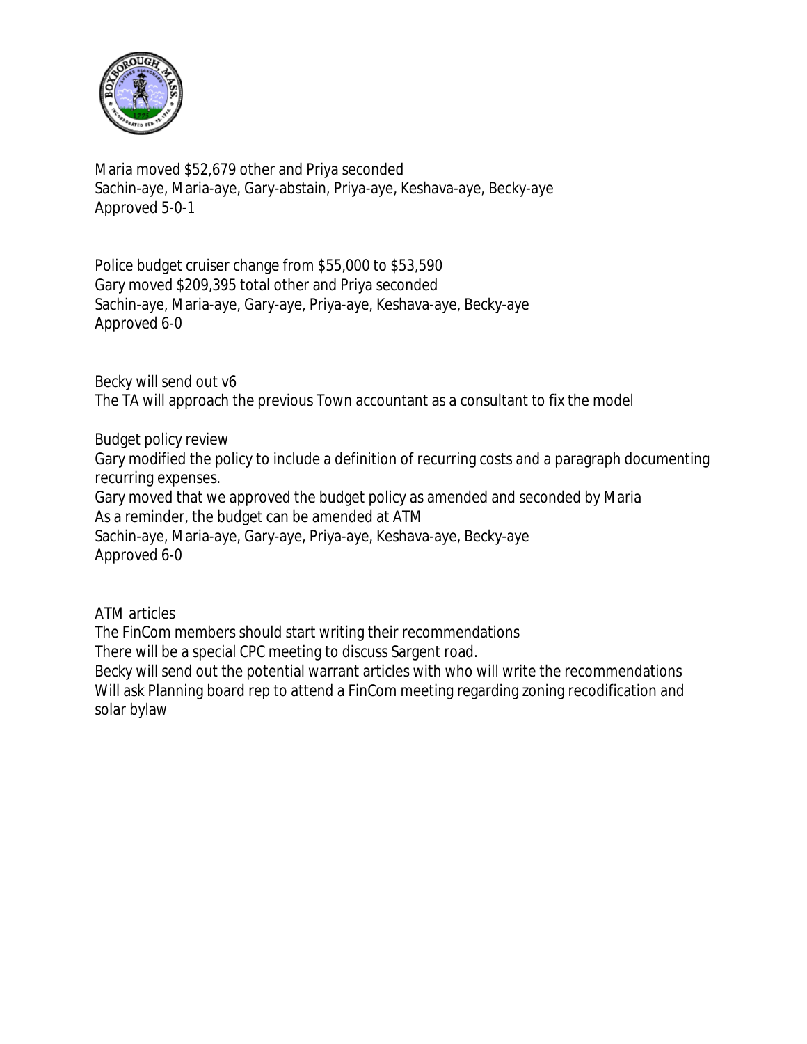Maria moved $52,679 other and Priya seconded
Sachin-aye, Maria-aye, Gary-abstain, Priya-aye, Keshava-aye, Becky-aye
Approved 5-0-1

Police budget cruiser change from $55,000 to $53,590
Gary moved $209,395 total other and Priya seconded
Sachin-aye, Maria-aye, Gary-aye, Priya-aye, Keshava-aye, Becky-aye
Approved 6-0

Becky will send out v6
The TA will approach the previous Town accountant as a consultant to fix the model

Budget policy review
Gary modified the policy to include a definition of recurring costs and a paragraph documenting recurring expenses.
Gary moved that we approved the budget policy as amended and seconded by Maria
As a reminder, the budget can be amended at ATM
Sachin-aye, Maria-aye, Gary-aye, Priya-aye, Keshava-aye, Becky-aye
Approved 6-0

ATM articles
The FinCom members should start writing their recommendations
There will be a special CPC meeting to discuss Sargent road.
Becky will send out the potential warrant articles with who will write the recommendations
Will ask Planning board rep to attend a FinCom meeting regarding zoning recodification and solar bylaw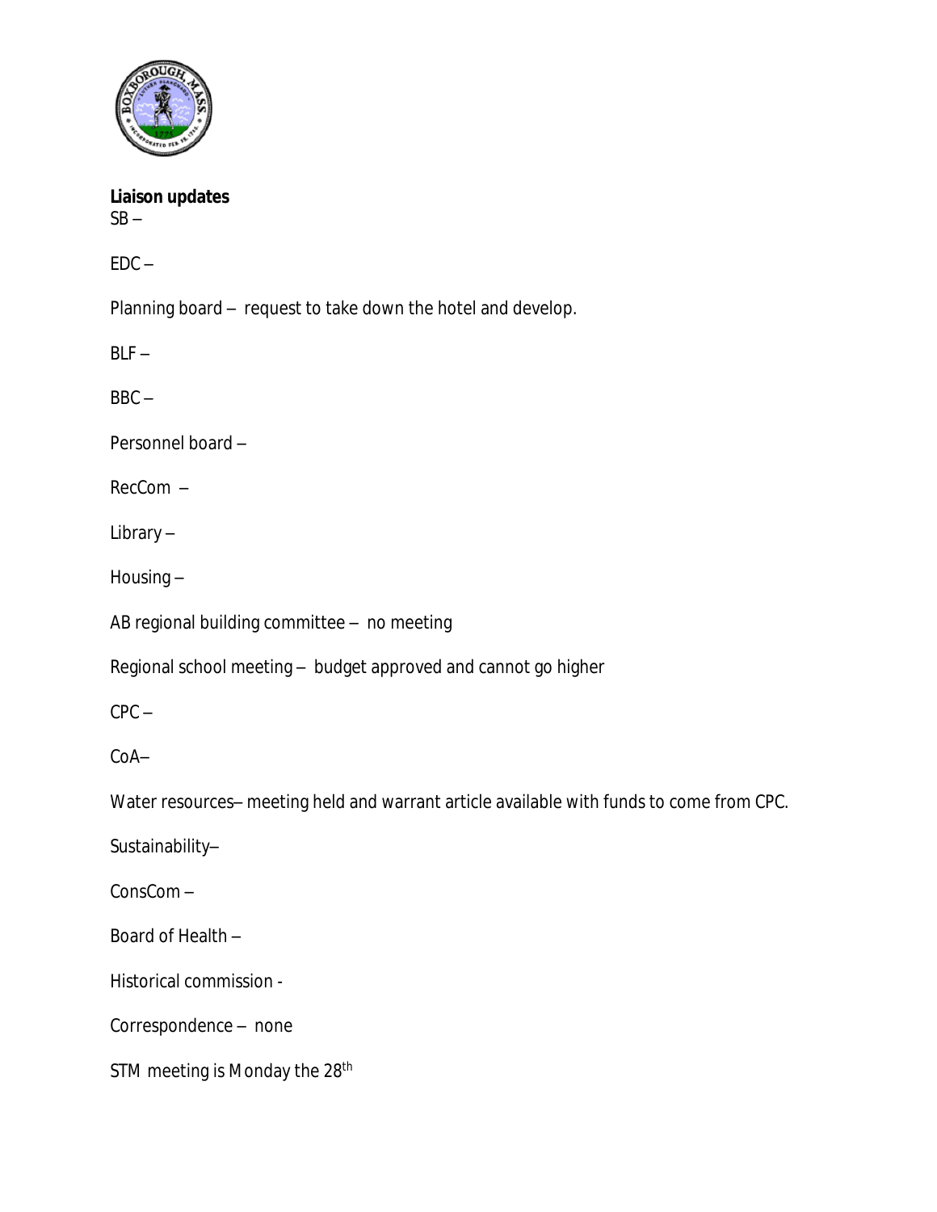**Liaison updates**
SB –

EDC –

Planning board – request to take down the hotel and develop.

BLF –

BBC –

Personnel board –

RecCom –

Library –

Housing –

AB regional building committee – no meeting

Regional school meeting – budget approved and cannot go higher

CPC –

CoA–

Water resources– meeting held and warrant article available with funds to come from CPC.

Sustainability–

ConsCom –

Board of Health –

Historical commission -

Correspondence – none

STM meeting is Monday the 28th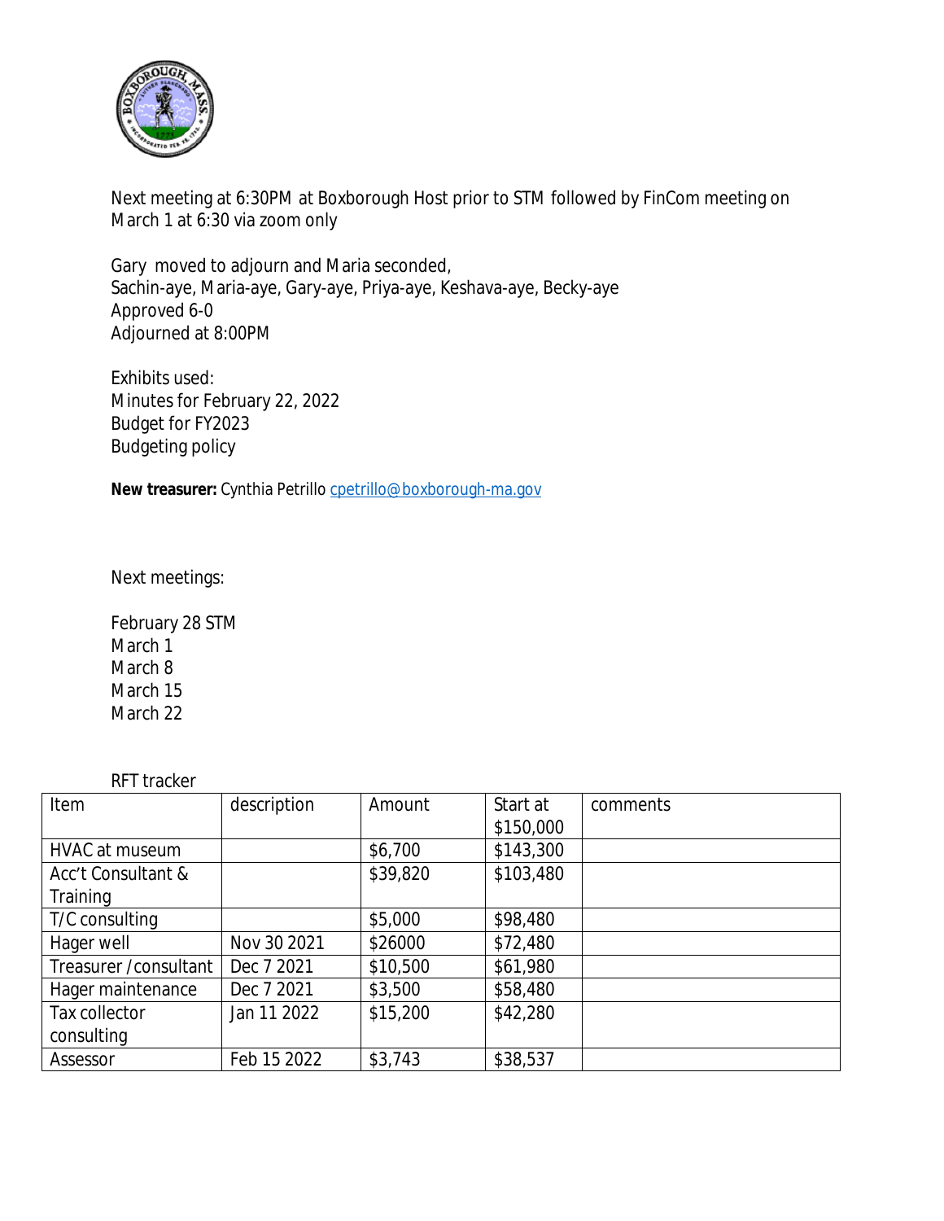Next meeting at 6:30PM at Boxborough Host prior to STM followed by FinCom meeting on March 1 at 6:30 via zoom only

Gary moved to adjourn and Maria seconded,
Sachin-aye, Maria-aye, Gary-aye, Priya-aye, Keshava-aye, Becky-aye
Approved 6-0
Adjourned at 8:00PM

Exhibits used:
Minutes for February 22, 2022
Budget for FY2023
Budgeting policy

**New treasurer:** Cynthia Petrillo cpetrillo@boxborough-ma.gov

Next meetings:

February 28 STM
March 1
March 8
March 15
March 22

RFT tracker

| Item | description | Amount | Start at $150,000 | comments |
|---|---|---|---|---|
| HVAC at museum | | $6,700 | $143,300 | |
| Acc't Consultant & Training | | $39,820 | $103,480 | |
| T/C consulting | | $5,000 | $98,480 | |
| Hager well | Nov 30 2021 | $26000 | $72,480 | |
| Treasurer /consultant | Dec 7 2021 | $10,500 | $61,980 | |
| Hager maintenance | Dec 7 2021 | $3,500 | $58,480 | |
| Tax collector consulting | Jan 11 2022 | $15,200 | $42,280 | |
| Assessor | Feb 15 2022 | $3,743 | $38,537 | |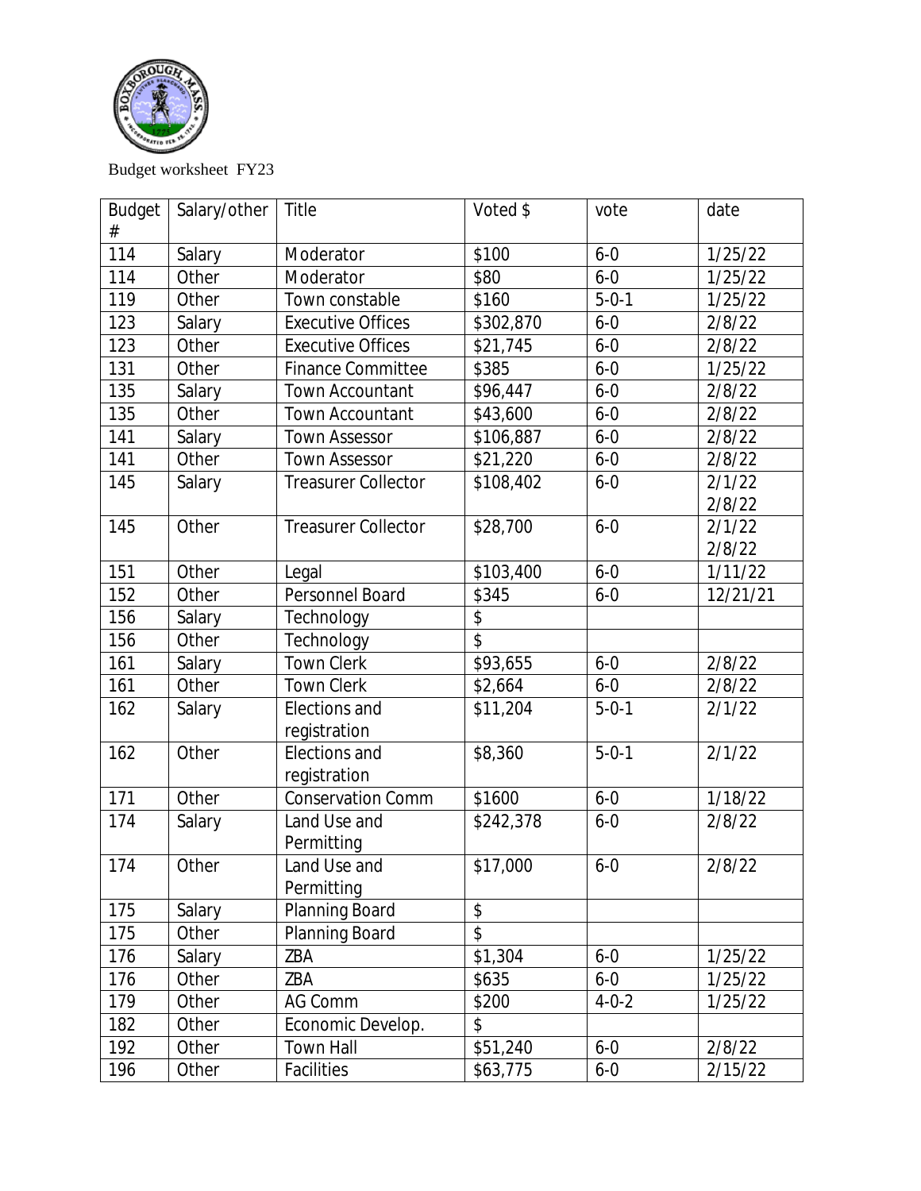Budget worksheet FY23

| Budget # | Salary/other | Title | Voted $ | vote | date |
|---|---|---|---|---|---|
| 114 | Salary | Moderator | $100 | 6-0 | 1/25/22 |
| 114 | Other | Moderator | $80 | 6-0 | 1/25/22 |
| 119 | Other | Town constable | $160 | 5-0-1 | 1/25/22 |
| 123 | Salary | Executive Offices | $302,870 | 6-0 | 2/8/22 |
| 123 | Other | Executive Offices | $21,745 | 6-0 | 2/8/22 |
| 131 | Other | Finance Committee | $385 | 6-0 | 1/25/22 |
| 135 | Salary | Town Accountant | $96,447 | 6-0 | 2/8/22 |
| 135 | Other | Town Accountant | $43,600 | 6-0 | 2/8/22 |
| 141 | Salary | Town Assessor | $106,887 | 6-0 | 2/8/22 |
| 141 | Other | Town Assessor | $21,220 | 6-0 | 2/8/22 |
| 145 | Salary | Treasurer Collector | $108,402 | 6-0 | 2/1/22 2/8/22 |
| 145 | Other | Treasurer Collector | $28,700 | 6-0 | 2/1/22 2/8/22 |
| 151 | Other | Legal | $103,400 | 6-0 | 1/11/22 |
| 152 | Other | Personnel Board | $345 | 6-0 | 12/21/21 |
| 156 | Salary | Technology | $ | | |
| 156 | Other | Technology | $ | | |
| 161 | Salary | Town Clerk | $93,655 | 6-0 | 2/8/22 |
| 161 | Other | Town Clerk | $2,664 | 6-0 | 2/8/22 |
| 162 | Salary | Elections and registration | $11,204 | 5-0-1 | 2/1/22 |
| 162 | Other | Elections and registration | $8,360 | 5-0-1 | 2/1/22 |
| 171 | Other | Conservation Comm | $1600 | 6-0 | 1/18/22 |
| 174 | Salary | Land Use and Permitting | $242,378 | 6-0 | 2/8/22 |
| 174 | Other | Land Use and Permitting | $17,000 | 6-0 | 2/8/22 |
| 175 | Salary | Planning Board | $ | | |
| 175 | Other | Planning Board | $ | | |
| 176 | Salary | ZBA | $1,304 | 6-0 | 1/25/22 |
| 176 | Other | ZBA | $635 | 6-0 | 1/25/22 |
| 179 | Other | AG Comm | $200 | 4-0-2 | 1/25/22 |
| 182 | Other | Economic Develop. | $ | | |
| 192 | Other | Town Hall | $51,240 | 6-0 | 2/8/22 |
| 196 | Other | Facilities | $63,775 | 6-0 | 2/15/22 |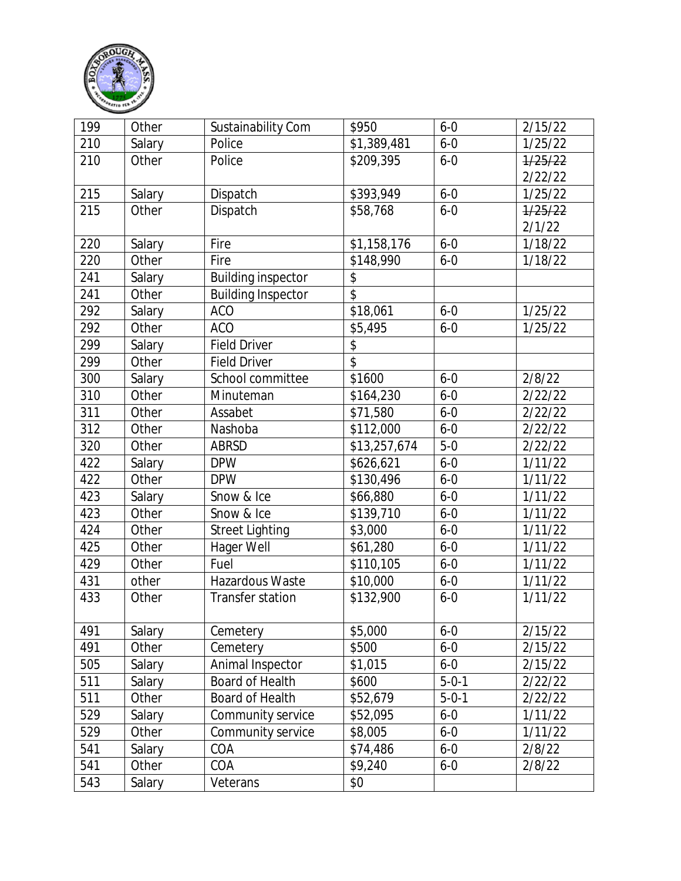| 199 | Other | Sustainability Com | $950 | 6-0 | 2/15/22 |
|---|---|---|---|---|---|
| 210 | Salary | Police | $1,389,481 | 6-0 | 1/25/22 |
| 210 | Other | Police | $209,395 | 6-0 | ~~1/25/22~~ 2/22/22 |
| 215 | Salary | Dispatch | $393,949 | 6-0 | 1/25/22 |
| 215 | Other | Dispatch | $58,768 | 6-0 | ~~1/25/22~~ 2/1/22 |
| 220 | Salary | Fire | $1,158,176 | 6-0 | 1/18/22 |
| 220 | Other | Fire | $148,990 | 6-0 | 1/18/22 |
| 241 | Salary | Building inspector | $ | | |
| 241 | Other | Building Inspector | $ | | |
| 292 | Salary | ACO | $18,061 | 6-0 | 1/25/22 |
| 292 | Other | ACO | $5,495 | 6-0 | 1/25/22 |
| 299 | Salary | Field Driver | $ | | |
| 299 | Other | Field Driver | $ | | |
| 300 | Salary | School committee | $1600 | 6-0 | 2/8/22 |
| 310 | Other | Minuteman | $164,230 | 6-0 | 2/22/22 |
| 311 | Other | Assabet | $71,580 | 6-0 | 2/22/22 |
| 312 | Other | Nashoba | $112,000 | 6-0 | 2/22/22 |
| 320 | Other | ABRSD | $13,257,674 | 5-0 | 2/22/22 |
| 422 | Salary | DPW | $626,621 | 6-0 | 1/11/22 |
| 422 | Other | DPW | $130,496 | 6-0 | 1/11/22 |
| 423 | Salary | Snow & Ice | $66,880 | 6-0 | 1/11/22 |
| 423 | Other | Snow & Ice | $139,710 | 6-0 | 1/11/22 |
| 424 | Other | Street Lighting | $3,000 | 6-0 | 1/11/22 |
| 425 | Other | Hager Well | $61,280 | 6-0 | 1/11/22 |
| 429 | Other | Fuel | $110,105 | 6-0 | 1/11/22 |
| 431 | other | Hazardous Waste | $10,000 | 6-0 | 1/11/22 |
| 433 | Other | Transfer station | $132,900 | 6-0 | 1/11/22 |
| 491 | Salary | Cemetery | $5,000 | 6-0 | 2/15/22 |
| 491 | Other | Cemetery | $500 | 6-0 | 2/15/22 |
| 505 | Salary | Animal Inspector | $1,015 | 6-0 | 2/15/22 |
| 511 | Salary | Board of Health | $600 | 5-0-1 | 2/22/22 |
| 511 | Other | Board of Health | $52,679 | 5-0-1 | 2/22/22 |
| 529 | Salary | Community service | $52,095 | 6-0 | 1/11/22 |
| 529 | Other | Community service | $8,005 | 6-0 | 1/11/22 |
| 541 | Salary | COA | $74,486 | 6-0 | 2/8/22 |
| 541 | Other | COA | $9,240 | 6-0 | 2/8/22 |
| 543 | Salary | Veterans | $0 | | |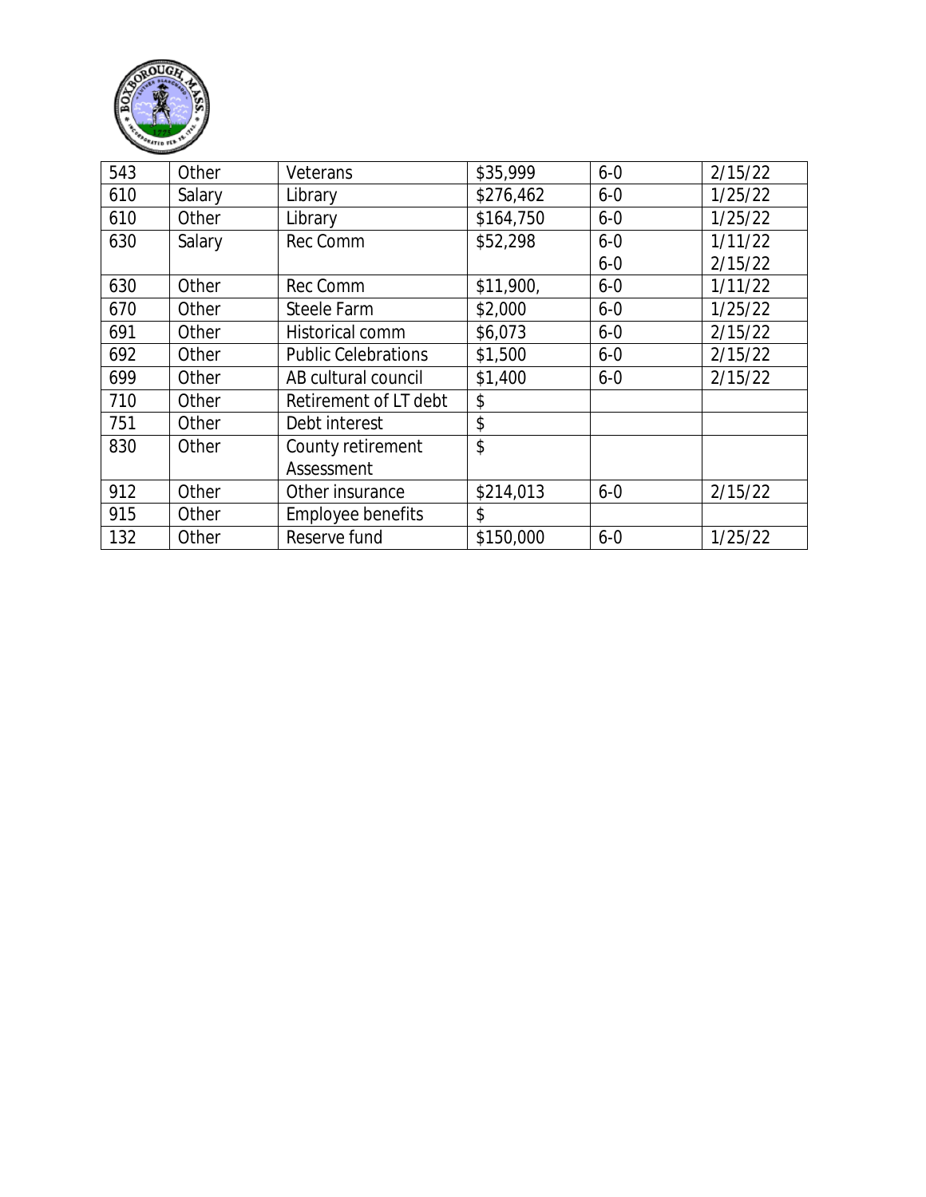| | | | | | |
|---|---|---|---|---|---|
| 543 | Other | Veterans | $35,999 | 6-0 | 2/15/22 |
| 610 | Salary | Library | $276,462 | 6-0 | 1/25/22 |
| 610 | Other | Library | $164,750 | 6-0 | 1/25/22 |
| 630 | Salary | Rec Comm | $52,298 | 6-0<br>6-0 | 1/11/22<br>2/15/22 |
| 630 | Other | Rec Comm | $11,900, | 6-0 | 1/11/22 |
| 670 | Other | Steele Farm | $2,000 | 6-0 | 1/25/22 |
| 691 | Other | Historical comm | $6,073 | 6-0 | 2/15/22 |
| 692 | Other | Public Celebrations | $1,500 | 6-0 | 2/15/22 |
| 699 | Other | AB cultural council | $1,400 | 6-0 | 2/15/22 |
| 710 | Other | Retirement of LT debt | $ | | |
| 751 | Other | Debt interest | $ | | |
| 830 | Other | County retirement Assessment | $ | | |
| 912 | Other | Other insurance | $214,013 | 6-0 | 2/15/22 |
| 915 | Other | Employee benefits | $ | | |
| 132 | Other | Reserve fund | $150,000 | 6-0 | 1/25/22 |